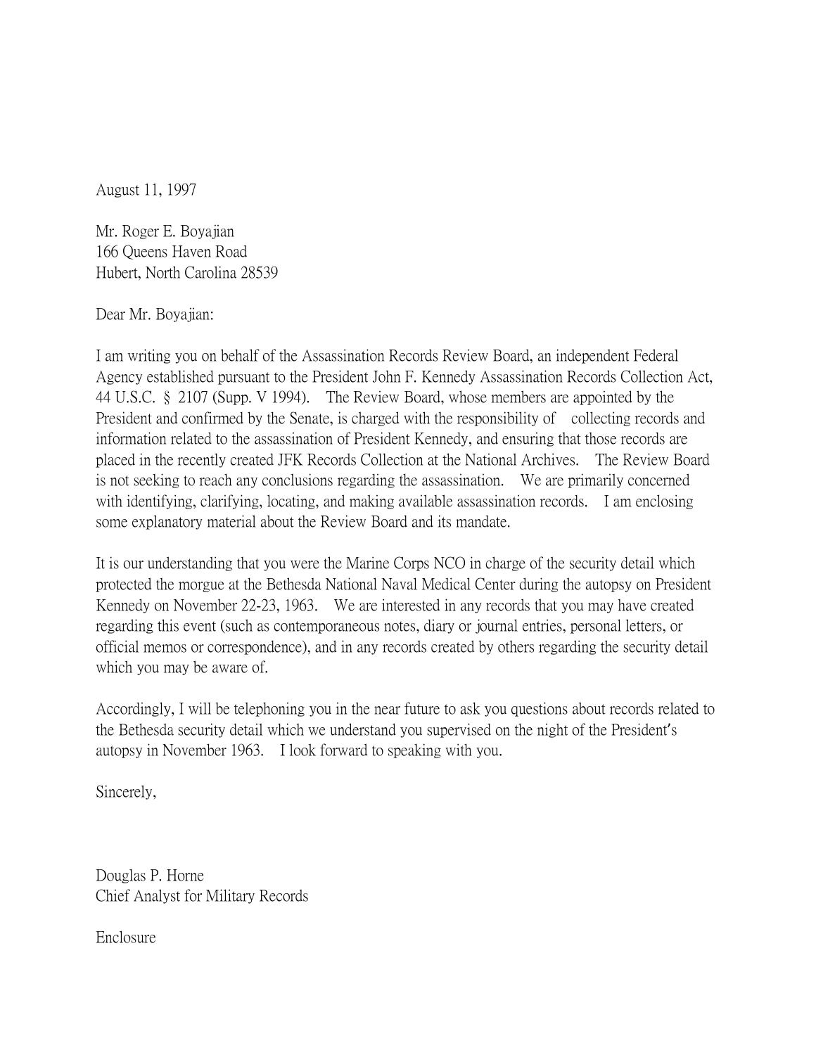August 11, 1997

Mr. Roger E. Boyajian
166 Queens Haven Road
Hubert, North Carolina 28539

Dear Mr. Boyajian:

I am writing you on behalf of the Assassination Records Review Board, an independent Federal Agency established pursuant to the President John F. Kennedy Assassination Records Collection Act, 44 U.S.C. § 2107 (Supp. V 1994). The Review Board, whose members are appointed by the President and confirmed by the Senate, is charged with the responsibility of collecting records and information related to the assassination of President Kennedy, and ensuring that those records are placed in the recently created JFK Records Collection at the National Archives. The Review Board is not seeking to reach any conclusions regarding the assassination. We are primarily concerned with identifying, clarifying, locating, and making available assassination records. I am enclosing some explanatory material about the Review Board and its mandate.

It is our understanding that you were the Marine Corps NCO in charge of the security detail which protected the morgue at the Bethesda National Naval Medical Center during the autopsy on President Kennedy on November 22-23, 1963. We are interested in any records that you may have created regarding this event (such as contemporaneous notes, diary or journal entries, personal letters, or official memos or correspondence), and in any records created by others regarding the security detail which you may be aware of.

Accordingly, I will be telephoning you in the near future to ask you questions about records related to the Bethesda security detail which we understand you supervised on the night of the President's autopsy in November 1963. I look forward to speaking with you.

Sincerely,

Douglas P. Horne
Chief Analyst for Military Records

Enclosure